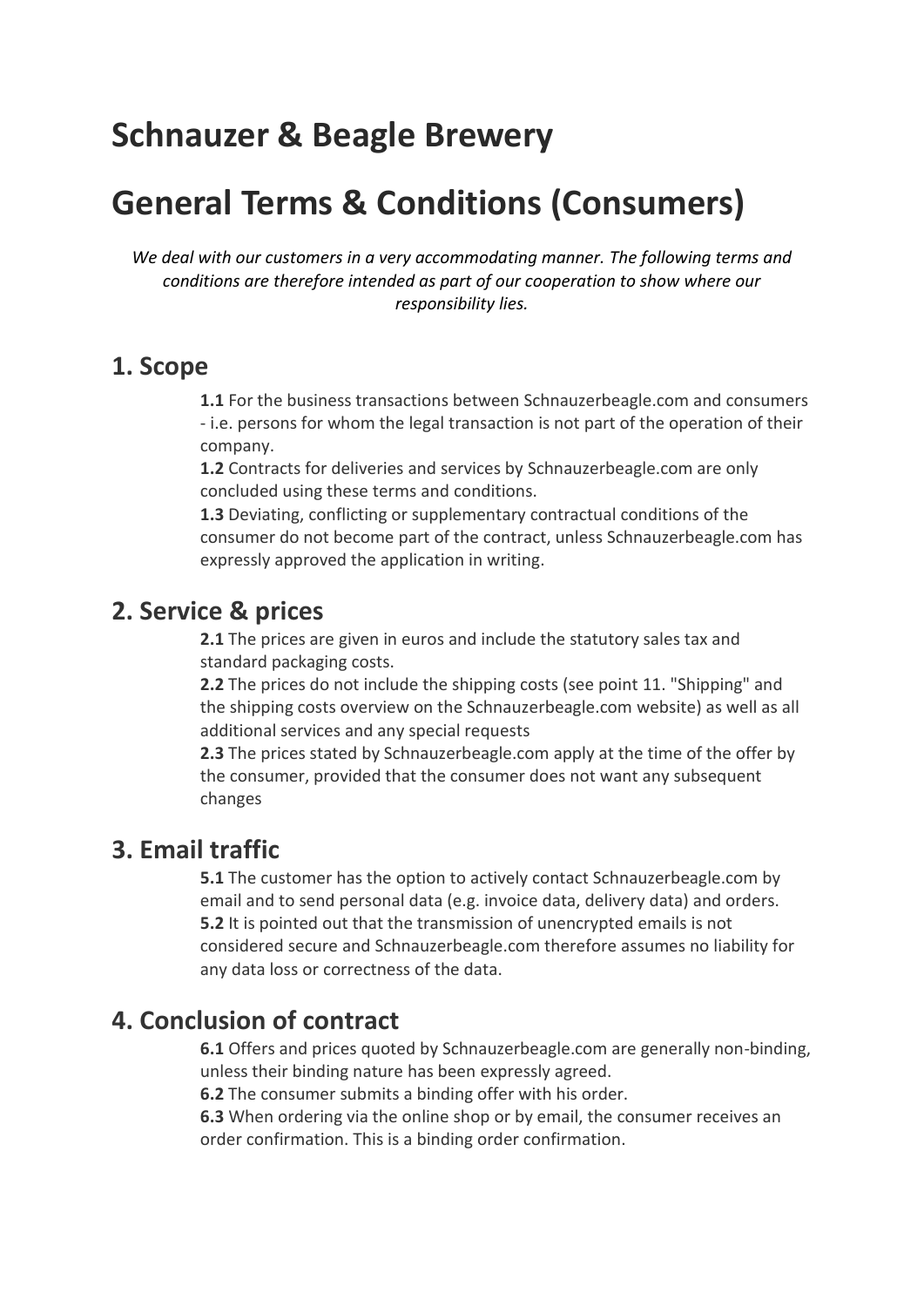# Schnauzer & Beagle Brewery

# General Terms & Conditions (Consumers)

*We deal with our customers in a very accommodating manner. The following terms and conditions are therefore intended as part of our cooperation to show where our responsibility lies.*

## 1. Scope

**1.1** For the business transactions between Schnauzerbeagle.com and consumers - i.e. persons for whom the legal transaction is not part of the operation of their company.

**1.2** Contracts for deliveries and services by Schnauzerbeagle.com are only concluded using these terms and conditions.

**1.3** Deviating, conflicting or supplementary contractual conditions of the consumer do not become part of the contract, unless Schnauzerbeagle.com has expressly approved the application in writing.

## 2. Service & prices

**2.1** The prices are given in euros and include the statutory sales tax and standard packaging costs.

**2.2** The prices do not include the shipping costs (see point 11. "Shipping" and the shipping costs overview on the Schnauzerbeagle.com website) as well as all additional services and any special requests

**2.3** The prices stated by Schnauzerbeagle.com apply at the time of the offer by the consumer, provided that the consumer does not want any subsequent changes

## 3. Email traffic

**5.1** The customer has the option to actively contact Schnauzerbeagle.com by email and to send personal data (e.g. invoice data, delivery data) and orders.

**5.2** It is pointed out that the transmission of unencrypted emails is not considered secure and Schnauzerbeagle.com therefore assumes no liability for any data loss or correctness of the data.

## 4. Conclusion of contract

**6.1** Offers and prices quoted by Schnauzerbeagle.com are generally non-binding, unless their binding nature has been expressly agreed.

**6.2** The consumer submits a binding offer with his order.

**6.3** When ordering via the online shop or by email, the consumer receives an order confirmation. This is a binding order confirmation.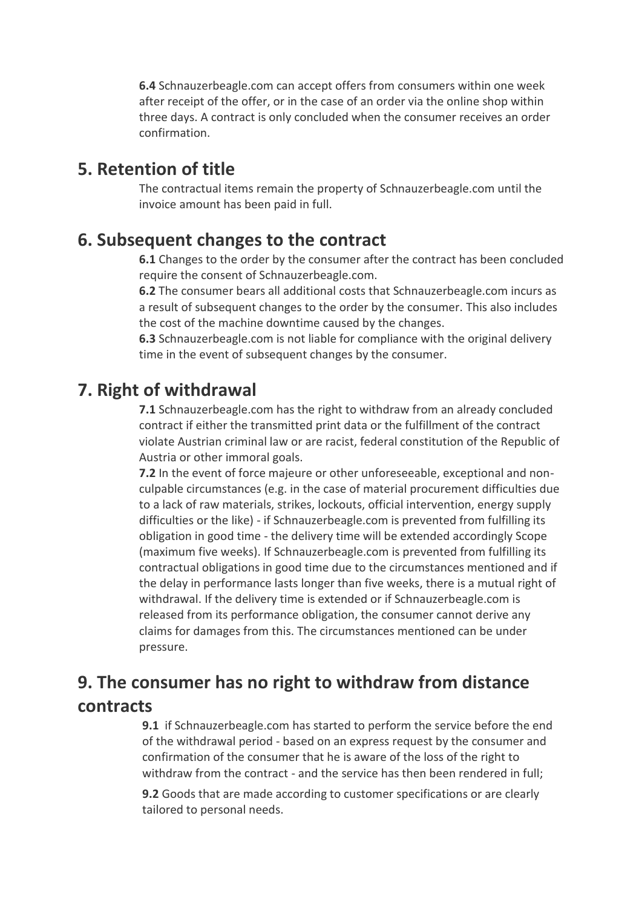**6.4** Schnauzerbeagle.com can accept offers from consumers within one week after receipt of the offer, or in the case of an order via the online shop within three days. A contract is only concluded when the consumer receives an order confirmation.

## 5. Retention of title

The contractual items remain the property of Schnauzerbeagle.com until the invoice amount has been paid in full.

## 6. Subsequent changes to the contract

**6.1** Changes to the order by the consumer after the contract has been concluded require the consent of Schnauzerbeagle.com.

**6.2** The consumer bears all additional costs that Schnauzerbeagle.com incurs as a result of subsequent changes to the order by the consumer. This also includes the cost of the machine downtime caused by the changes.

**6.3** Schnauzerbeagle.com is not liable for compliance with the original delivery time in the event of subsequent changes by the consumer.

## 7. Right of withdrawal

**7.1** Schnauzerbeagle.com has the right to withdraw from an already concluded contract if either the transmitted print data or the fulfillment of the contract violate Austrian criminal law or are racist, federal constitution of the Republic of Austria or other immoral goals.

**7.2** In the event of force majeure or other unforeseeable, exceptional and non-culpable circumstances (e.g. in the case of material procurement difficulties due to a lack of raw materials, strikes, lockouts, official intervention, energy supply difficulties or the like) - if Schnauzerbeagle.com is prevented from fulfilling its obligation in good time - the delivery time will be extended accordingly Scope (maximum five weeks). If Schnauzerbeagle.com is prevented from fulfilling its contractual obligations in good time due to the circumstances mentioned and if the delay in performance lasts longer than five weeks, there is a mutual right of withdrawal. If the delivery time is extended or if Schnauzerbeagle.com is released from its performance obligation, the consumer cannot derive any claims for damages from this. The circumstances mentioned can be under pressure.

## 9. The consumer has no right to withdraw from distance contracts

**9.1** if Schnauzerbeagle.com has started to perform the service before the end of the withdrawal period - based on an express request by the consumer and confirmation of the consumer that he is aware of the loss of the right to withdraw from the contract - and the service has then been rendered in full;

**9.2** Goods that are made according to customer specifications or are clearly tailored to personal needs.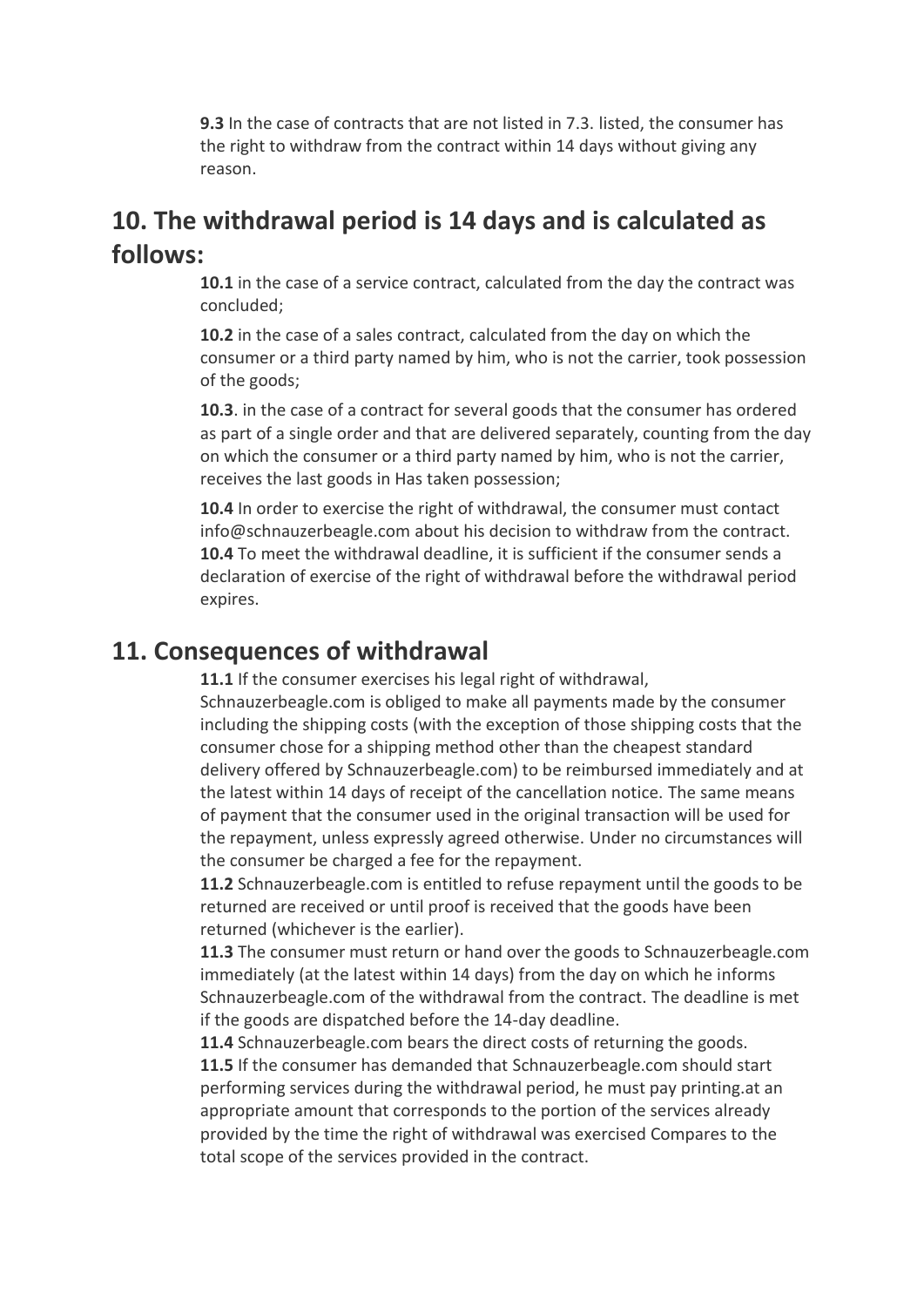**9.3** In the case of contracts that are not listed in 7.3. listed, the consumer has the right to withdraw from the contract within 14 days without giving any reason.

## 10. The withdrawal period is 14 days and is calculated as follows:

**10.1** in the case of a service contract, calculated from the day the contract was concluded;

**10.2** in the case of a sales contract, calculated from the day on which the consumer or a third party named by him, who is not the carrier, took possession of the goods;

**10.3**. in the case of a contract for several goods that the consumer has ordered as part of a single order and that are delivered separately, counting from the day on which the consumer or a third party named by him, who is not the carrier, receives the last goods in Has taken possession;

**10.4** In order to exercise the right of withdrawal, the consumer must contact info@schnauzerbeagle.com about his decision to withdraw from the contract.
**10.4** To meet the withdrawal deadline, it is sufficient if the consumer sends a declaration of exercise of the right of withdrawal before the withdrawal period expires.

## 11. Consequences of withdrawal

**11.1** If the consumer exercises his legal right of withdrawal, Schnauzerbeagle.com is obliged to make all payments made by the consumer including the shipping costs (with the exception of those shipping costs that the consumer chose for a shipping method other than the cheapest standard delivery offered by Schnauzerbeagle.com) to be reimbursed immediately and at the latest within 14 days of receipt of the cancellation notice. The same means of payment that the consumer used in the original transaction will be used for the repayment, unless expressly agreed otherwise. Under no circumstances will the consumer be charged a fee for the repayment.
**11.2** Schnauzerbeagle.com is entitled to refuse repayment until the goods to be returned are received or until proof is received that the goods have been returned (whichever is the earlier).
**11.3** The consumer must return or hand over the goods to Schnauzerbeagle.com immediately (at the latest within 14 days) from the day on which he informs Schnauzerbeagle.com of the withdrawal from the contract. The deadline is met if the goods are dispatched before the 14-day deadline.
**11.4** Schnauzerbeagle.com bears the direct costs of returning the goods.
**11.5** If the consumer has demanded that Schnauzerbeagle.com should start performing services during the withdrawal period, he must pay printing.at an appropriate amount that corresponds to the portion of the services already provided by the time the right of withdrawal was exercised Compares to the total scope of the services provided in the contract.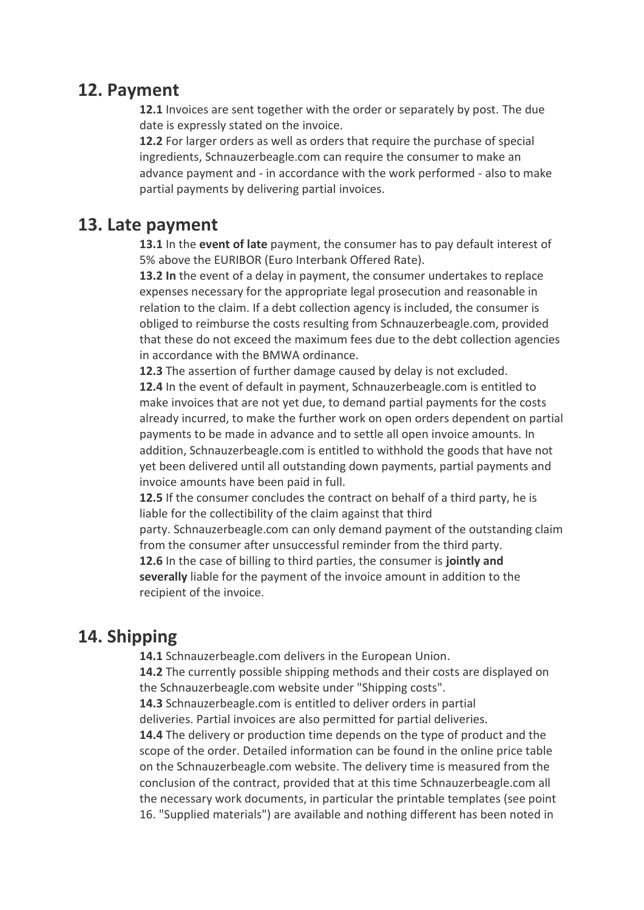## 12. Payment

**12.1** Invoices are sent together with the order or separately by post. The due date is expressly stated on the invoice.

**12.2** For larger orders as well as orders that require the purchase of special ingredients, Schnauzerbeagle.com can require the consumer to make an advance payment and - in accordance with the work performed - also to make partial payments by delivering partial invoices.

## 13. Late payment

**13.1** In the **event of late** payment, the consumer has to pay default interest of 5% above the EURIBOR (Euro Interbank Offered Rate).

**13.2 In** the event of a delay in payment, the consumer undertakes to replace expenses necessary for the appropriate legal prosecution and reasonable in relation to the claim. If a debt collection agency is included, the consumer is obliged to reimburse the costs resulting from Schnauzerbeagle.com, provided that these do not exceed the maximum fees due to the debt collection agencies in accordance with the BMWA ordinance.

**12.3** The assertion of further damage caused by delay is not excluded.

**12.4** In the event of default in payment, Schnauzerbeagle.com is entitled to make invoices that are not yet due, to demand partial payments for the costs already incurred, to make the further work on open orders dependent on partial payments to be made in advance and to settle all open invoice amounts. In addition, Schnauzerbeagle.com is entitled to withhold the goods that have not yet been delivered until all outstanding down payments, partial payments and invoice amounts have been paid in full.

**12.5** If the consumer concludes the contract on behalf of a third party, he is liable for the collectibility of the claim against that third party. Schnauzerbeagle.com can only demand payment of the outstanding claim from the consumer after unsuccessful reminder from the third party.

**12.6** In the case of billing to third parties, the consumer is **jointly and severally** liable for the payment of the invoice amount in addition to the recipient of the invoice.

## 14. Shipping

**14.1** Schnauzerbeagle.com delivers in the European Union.

**14.2** The currently possible shipping methods and their costs are displayed on the Schnauzerbeagle.com website under "Shipping costs".

**14.3** Schnauzerbeagle.com is entitled to deliver orders in partial deliveries. Partial invoices are also permitted for partial deliveries.

**14.4** The delivery or production time depends on the type of product and the scope of the order. Detailed information can be found in the online price table on the Schnauzerbeagle.com website. The delivery time is measured from the conclusion of the contract, provided that at this time Schnauzerbeagle.com all the necessary work documents, in particular the printable templates (see point 16. "Supplied materials") are available and nothing different has been noted in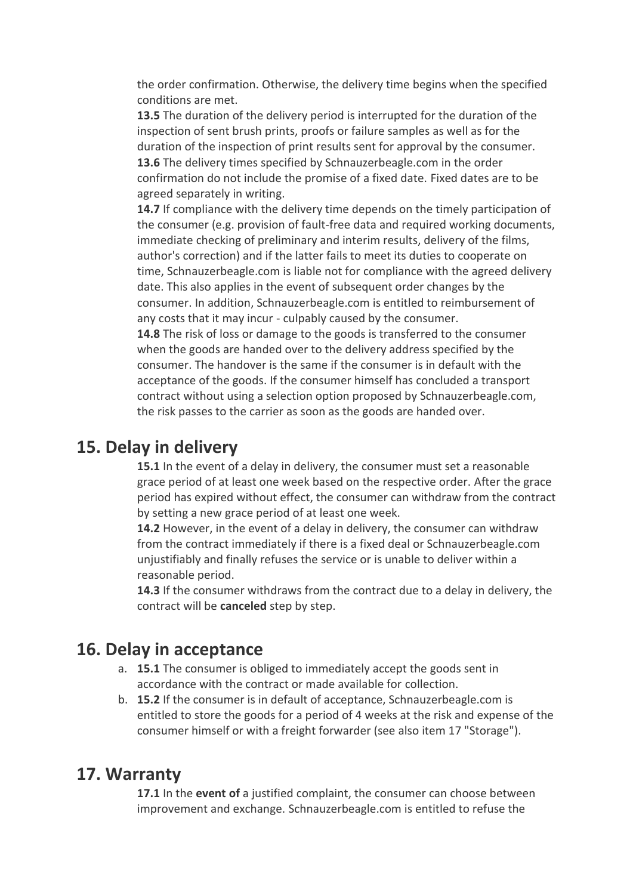the order confirmation. Otherwise, the delivery time begins when the specified conditions are met.

**13.5** The duration of the delivery period is interrupted for the duration of the inspection of sent brush prints, proofs or failure samples as well as for the duration of the inspection of print results sent for approval by the consumer.

**13.6** The delivery times specified by Schnauzerbeagle.com in the order confirmation do not include the promise of a fixed date. Fixed dates are to be agreed separately in writing.

**14.7** If compliance with the delivery time depends on the timely participation of the consumer (e.g. provision of fault-free data and required working documents, immediate checking of preliminary and interim results, delivery of the films, author's correction) and if the latter fails to meet its duties to cooperate on time, Schnauzerbeagle.com is liable not for compliance with the agreed delivery date. This also applies in the event of subsequent order changes by the consumer. In addition, Schnauzerbeagle.com is entitled to reimbursement of any costs that it may incur - culpably caused by the consumer.

**14.8** The risk of loss or damage to the goods is transferred to the consumer when the goods are handed over to the delivery address specified by the consumer. The handover is the same if the consumer is in default with the acceptance of the goods. If the consumer himself has concluded a transport contract without using a selection option proposed by Schnauzerbeagle.com, the risk passes to the carrier as soon as the goods are handed over.

## 15. Delay in delivery

**15.1** In the event of a delay in delivery, the consumer must set a reasonable grace period of at least one week based on the respective order. After the grace period has expired without effect, the consumer can withdraw from the contract by setting a new grace period of at least one week.

**14.2** However, in the event of a delay in delivery, the consumer can withdraw from the contract immediately if there is a fixed deal or Schnauzerbeagle.com unjustifiably and finally refuses the service or is unable to deliver within a reasonable period.

**14.3** If the consumer withdraws from the contract due to a delay in delivery, the contract will be **canceled** step by step.

## 16. Delay in acceptance

a. **15.1** The consumer is obliged to immediately accept the goods sent in accordance with the contract or made available for collection.
b. **15.2** If the consumer is in default of acceptance, Schnauzerbeagle.com is entitled to store the goods for a period of 4 weeks at the risk and expense of the consumer himself or with a freight forwarder (see also item 17 "Storage").

## 17. Warranty

**17.1** In the **event of** a justified complaint, the consumer can choose between improvement and exchange. Schnauzerbeagle.com is entitled to refuse the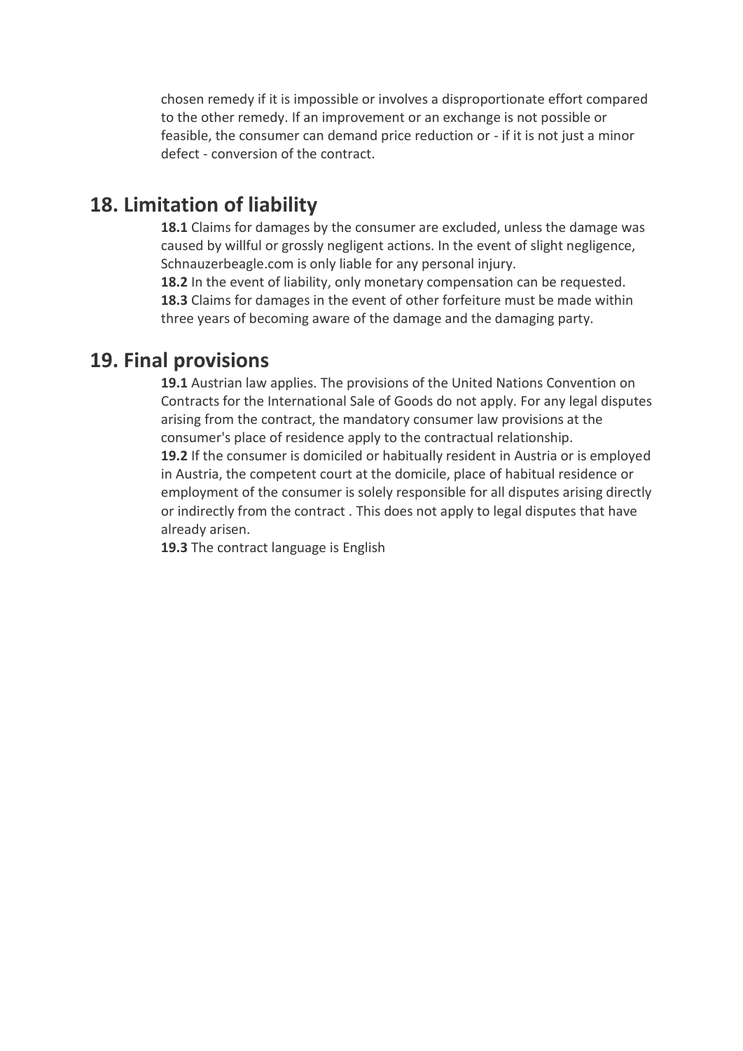chosen remedy if it is impossible or involves a disproportionate effort compared to the other remedy. If an improvement or an exchange is not possible or feasible, the consumer can demand price reduction or - if it is not just a minor defect - conversion of the contract.

## 18. Limitation of liability

**18.1** Claims for damages by the consumer are excluded, unless the damage was caused by willful or grossly negligent actions. In the event of slight negligence, Schnauzerbeagle.com is only liable for any personal injury.

**18.2** In the event of liability, only monetary compensation can be requested.

**18.3** Claims for damages in the event of other forfeiture must be made within three years of becoming aware of the damage and the damaging party.

## 19. Final provisions

**19.1** Austrian law applies. The provisions of the United Nations Convention on Contracts for the International Sale of Goods do not apply. For any legal disputes arising from the contract, the mandatory consumer law provisions at the consumer's place of residence apply to the contractual relationship.

**19.2** If the consumer is domiciled or habitually resident in Austria or is employed in Austria, the competent court at the domicile, place of habitual residence or employment of the consumer is solely responsible for all disputes arising directly or indirectly from the contract . This does not apply to legal disputes that have already arisen.

**19.3** The contract language is English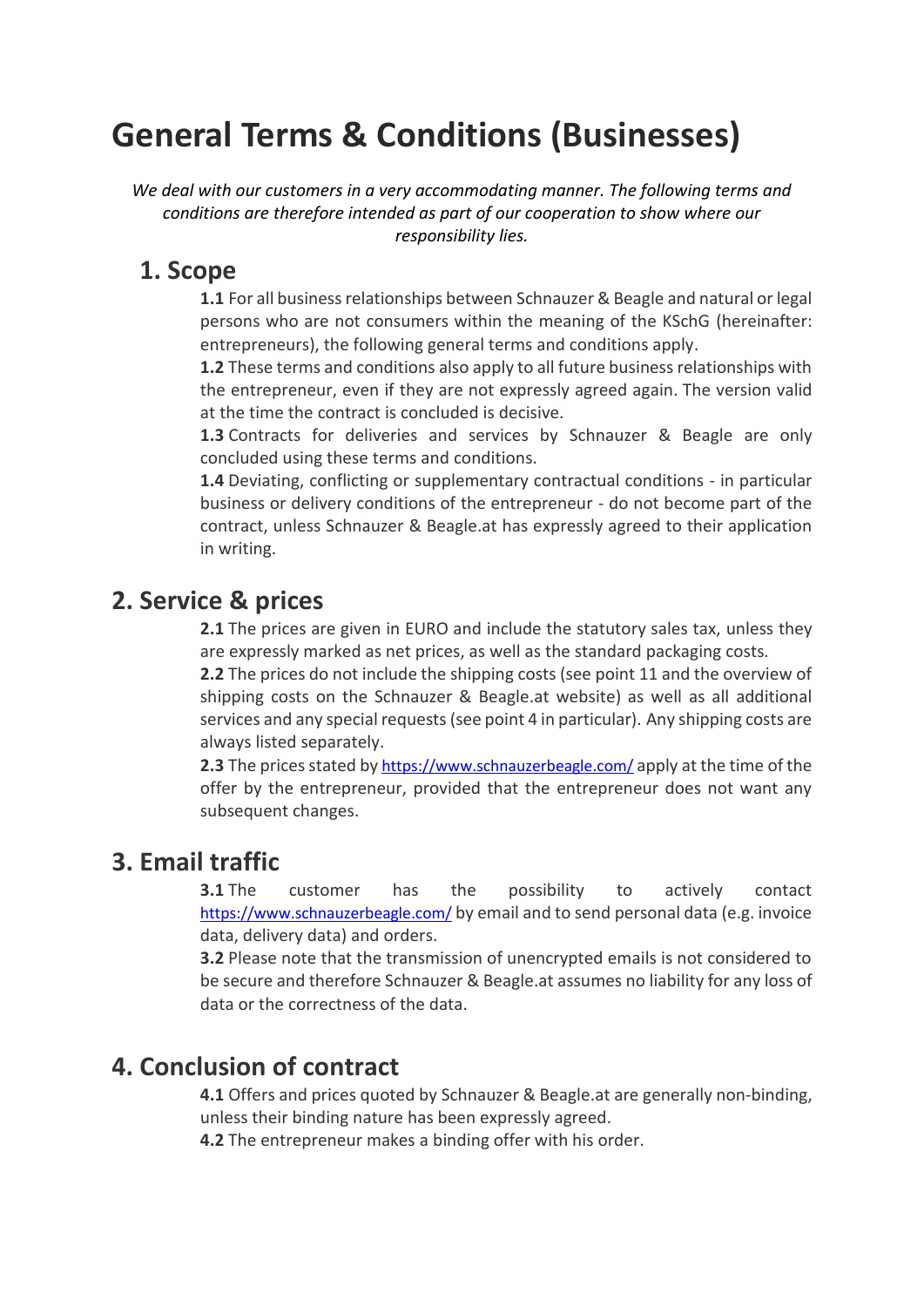# General Terms & Conditions (Businesses)

*We deal with our customers in a very accommodating manner. The following terms and conditions are therefore intended as part of our cooperation to show where our responsibility lies.*

## 1. Scope

**1.1** For all business relationships between Schnauzer & Beagle and natural or legal persons who are not consumers within the meaning of the KSchG (hereinafter: entrepreneurs), the following general terms and conditions apply.

**1.2** These terms and conditions also apply to all future business relationships with the entrepreneur, even if they are not expressly agreed again. The version valid at the time the contract is concluded is decisive.

**1.3** Contracts for deliveries and services by Schnauzer & Beagle are only concluded using these terms and conditions.

**1.4** Deviating, conflicting or supplementary contractual conditions - in particular business or delivery conditions of the entrepreneur - do not become part of the contract, unless Schnauzer & Beagle.at has expressly agreed to their application in writing.

## 2. Service & prices

**2.1** The prices are given in EURO and include the statutory sales tax, unless they are expressly marked as net prices, as well as the standard packaging costs.

**2.2** The prices do not include the shipping costs (see point 11 and the overview of shipping costs on the Schnauzer & Beagle.at website) as well as all additional services and any special requests (see point 4 in particular). Any shipping costs are always listed separately.

**2.3** The prices stated by https://www.schnauzerbeagle.com/ apply at the time of the offer by the entrepreneur, provided that the entrepreneur does not want any subsequent changes.

## 3. Email traffic

**3.1** The customer has the possibility to actively contact https://www.schnauzerbeagle.com/ by email and to send personal data (e.g. invoice data, delivery data) and orders.

**3.2** Please note that the transmission of unencrypted emails is not considered to be secure and therefore Schnauzer & Beagle.at assumes no liability for any loss of data or the correctness of the data.

## 4. Conclusion of contract

**4.1** Offers and prices quoted by Schnauzer & Beagle.at are generally non-binding, unless their binding nature has been expressly agreed.

**4.2** The entrepreneur makes a binding offer with his order.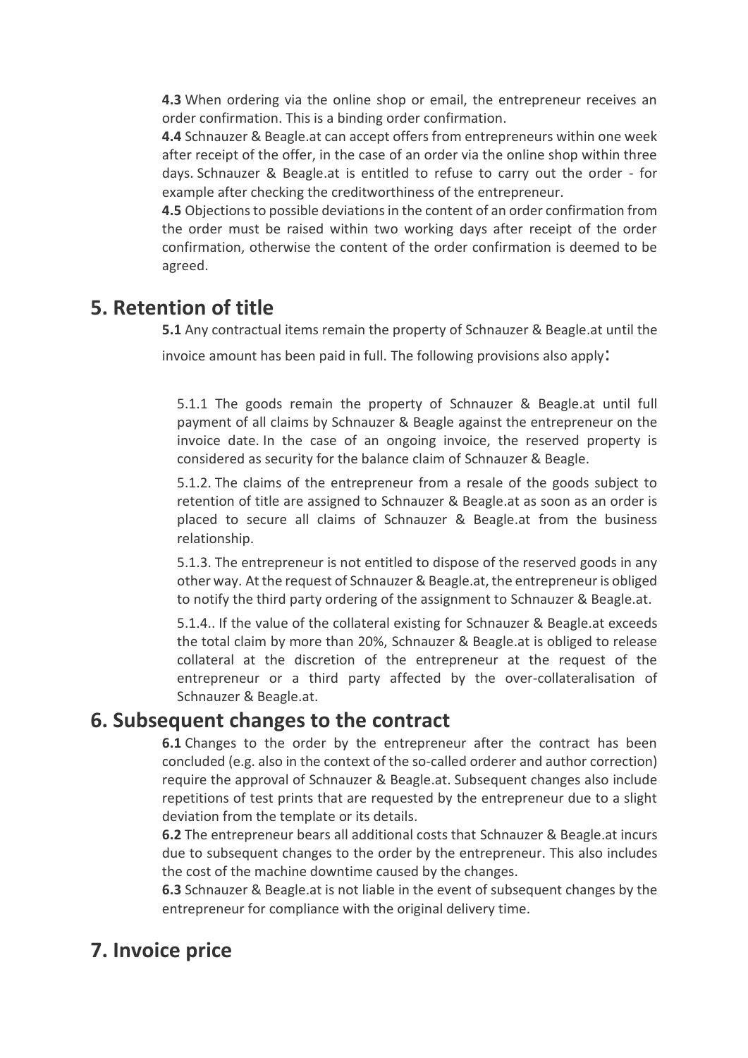**4.3** When ordering via the online shop or email, the entrepreneur receives an order confirmation. This is a binding order confirmation.
**4.4** Schnauzer & Beagle.at can accept offers from entrepreneurs within one week after receipt of the offer, in the case of an order via the online shop within three days. Schnauzer & Beagle.at is entitled to refuse to carry out the order - for example after checking the creditworthiness of the entrepreneur.
**4.5** Objections to possible deviations in the content of an order confirmation from the order must be raised within two working days after receipt of the order confirmation, otherwise the content of the order confirmation is deemed to be agreed.

## 5. Retention of title

**5.1** Any contractual items remain the property of Schnauzer & Beagle.at until the invoice amount has been paid in full. The following provisions also apply:

5.1.1 The goods remain the property of Schnauzer & Beagle.at until full payment of all claims by Schnauzer & Beagle against the entrepreneur on the invoice date. In the case of an ongoing invoice, the reserved property is considered as security for the balance claim of Schnauzer & Beagle.

5.1.2. The claims of the entrepreneur from a resale of the goods subject to retention of title are assigned to Schnauzer & Beagle.at as soon as an order is placed to secure all claims of Schnauzer & Beagle.at from the business relationship.

5.1.3. The entrepreneur is not entitled to dispose of the reserved goods in any other way. At the request of Schnauzer & Beagle.at, the entrepreneur is obliged to notify the third party ordering of the assignment to Schnauzer & Beagle.at.

5.1.4.. If the value of the collateral existing for Schnauzer & Beagle.at exceeds the total claim by more than 20%, Schnauzer & Beagle.at is obliged to release collateral at the discretion of the entrepreneur at the request of the entrepreneur or a third party affected by the over-collateralisation of Schnauzer & Beagle.at.

## 6. Subsequent changes to the contract

**6.1** Changes to the order by the entrepreneur after the contract has been concluded (e.g. also in the context of the so-called orderer and author correction) require the approval of Schnauzer & Beagle.at. Subsequent changes also include repetitions of test prints that are requested by the entrepreneur due to a slight deviation from the template or its details.
**6.2** The entrepreneur bears all additional costs that Schnauzer & Beagle.at incurs due to subsequent changes to the order by the entrepreneur. This also includes the cost of the machine downtime caused by the changes.
**6.3** Schnauzer & Beagle.at is not liable in the event of subsequent changes by the entrepreneur for compliance with the original delivery time.

## 7. Invoice price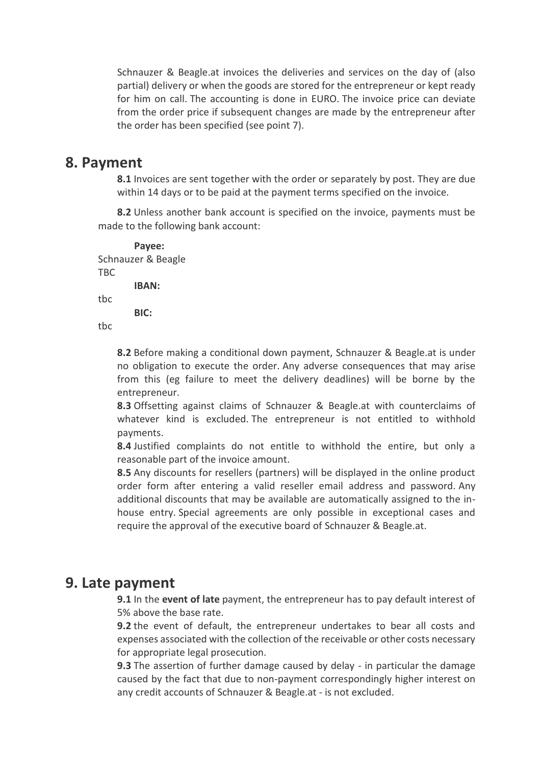Schnauzer & Beagle.at invoices the deliveries and services on the day of (also partial) delivery or when the goods are stored for the entrepreneur or kept ready for him on call. The accounting is done in EURO. The invoice price can deviate from the order price if subsequent changes are made by the entrepreneur after the order has been specified (see point 7).

## 8. Payment

**8.1** Invoices are sent together with the order or separately by post. They are due within 14 days or to be paid at the payment terms specified on the invoice.

**8.2** Unless another bank account is specified on the invoice, payments must be made to the following bank account:

**Payee:**
Schnauzer & Beagle
TBC

**IBAN:**
tbc

**BIC:**
tbc

**8.2** Before making a conditional down payment, Schnauzer & Beagle.at is under no obligation to execute the order. Any adverse consequences that may arise from this (eg failure to meet the delivery deadlines) will be borne by the entrepreneur.

**8.3** Offsetting against claims of Schnauzer & Beagle.at with counterclaims of whatever kind is excluded. The entrepreneur is not entitled to withhold payments.

**8.4** Justified complaints do not entitle to withhold the entire, but only a reasonable part of the invoice amount.

**8.5** Any discounts for resellers (partners) will be displayed in the online product order form after entering a valid reseller email address and password. Any additional discounts that may be available are automatically assigned to the in-house entry. Special agreements are only possible in exceptional cases and require the approval of the executive board of Schnauzer & Beagle.at.

## 9. Late payment

**9.1** In the **event of late** payment, the entrepreneur has to pay default interest of 5% above the base rate.

**9.2** the event of default, the entrepreneur undertakes to bear all costs and expenses associated with the collection of the receivable or other costs necessary for appropriate legal prosecution.

**9.3** The assertion of further damage caused by delay - in particular the damage caused by the fact that due to non-payment correspondingly higher interest on any credit accounts of Schnauzer & Beagle.at - is not excluded.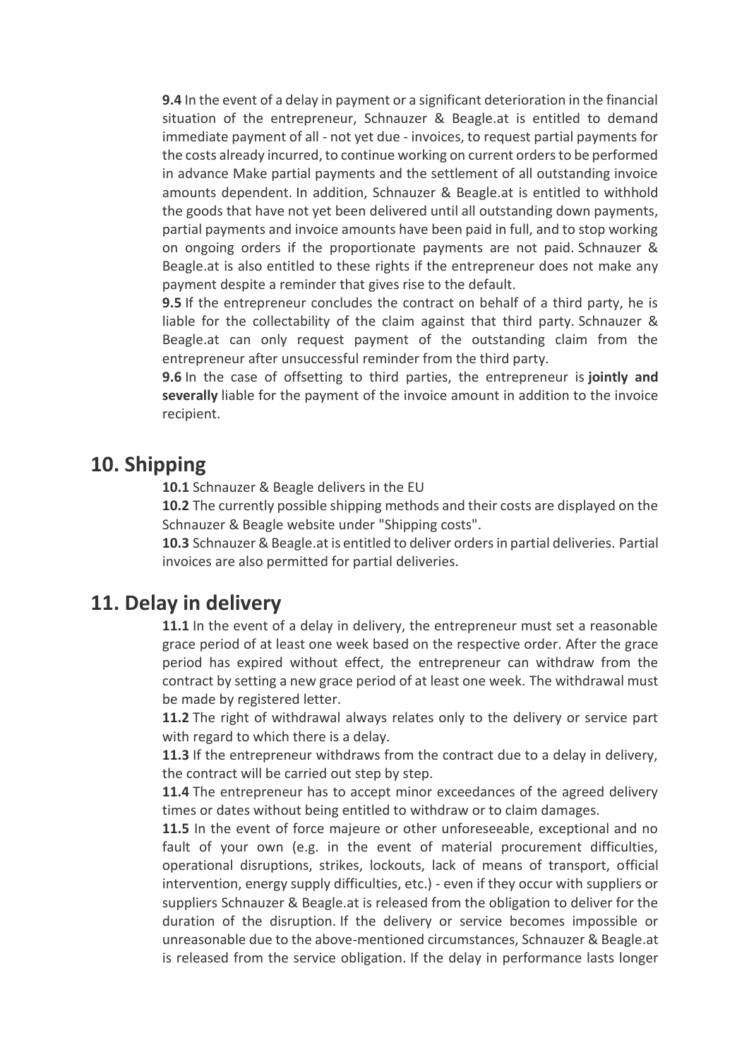**9.4** In the event of a delay in payment or a significant deterioration in the financial situation of the entrepreneur, Schnauzer & Beagle.at is entitled to demand immediate payment of all - not yet due - invoices, to request partial payments for the costs already incurred, to continue working on current orders to be performed in advance Make partial payments and the settlement of all outstanding invoice amounts dependent. In addition, Schnauzer & Beagle.at is entitled to withhold the goods that have not yet been delivered until all outstanding down payments, partial payments and invoice amounts have been paid in full, and to stop working on ongoing orders if the proportionate payments are not paid. Schnauzer & Beagle.at is also entitled to these rights if the entrepreneur does not make any payment despite a reminder that gives rise to the default.

**9.5** If the entrepreneur concludes the contract on behalf of a third party, he is liable for the collectability of the claim against that third party. Schnauzer & Beagle.at can only request payment of the outstanding claim from the entrepreneur after unsuccessful reminder from the third party.

**9.6** In the case of offsetting to third parties, the entrepreneur is **jointly and severally** liable for the payment of the invoice amount in addition to the invoice recipient.

## 10. Shipping

**10.1** Schnauzer & Beagle delivers in the EU

**10.2** The currently possible shipping methods and their costs are displayed on the Schnauzer & Beagle website under "Shipping costs".

**10.3** Schnauzer & Beagle.at is entitled to deliver orders in partial deliveries. Partial invoices are also permitted for partial deliveries.

## 11. Delay in delivery

**11.1** In the event of a delay in delivery, the entrepreneur must set a reasonable grace period of at least one week based on the respective order. After the grace period has expired without effect, the entrepreneur can withdraw from the contract by setting a new grace period of at least one week. The withdrawal must be made by registered letter.

**11.2** The right of withdrawal always relates only to the delivery or service part with regard to which there is a delay.

**11.3** If the entrepreneur withdraws from the contract due to a delay in delivery, the contract will be carried out step by step.

**11.4** The entrepreneur has to accept minor exceedances of the agreed delivery times or dates without being entitled to withdraw or to claim damages.

**11.5** In the event of force majeure or other unforeseeable, exceptional and no fault of your own (e.g. in the event of material procurement difficulties, operational disruptions, strikes, lockouts, lack of means of transport, official intervention, energy supply difficulties, etc.) - even if they occur with suppliers or suppliers Schnauzer & Beagle.at is released from the obligation to deliver for the duration of the disruption. If the delivery or service becomes impossible or unreasonable due to the above-mentioned circumstances, Schnauzer & Beagle.at is released from the service obligation. If the delay in performance lasts longer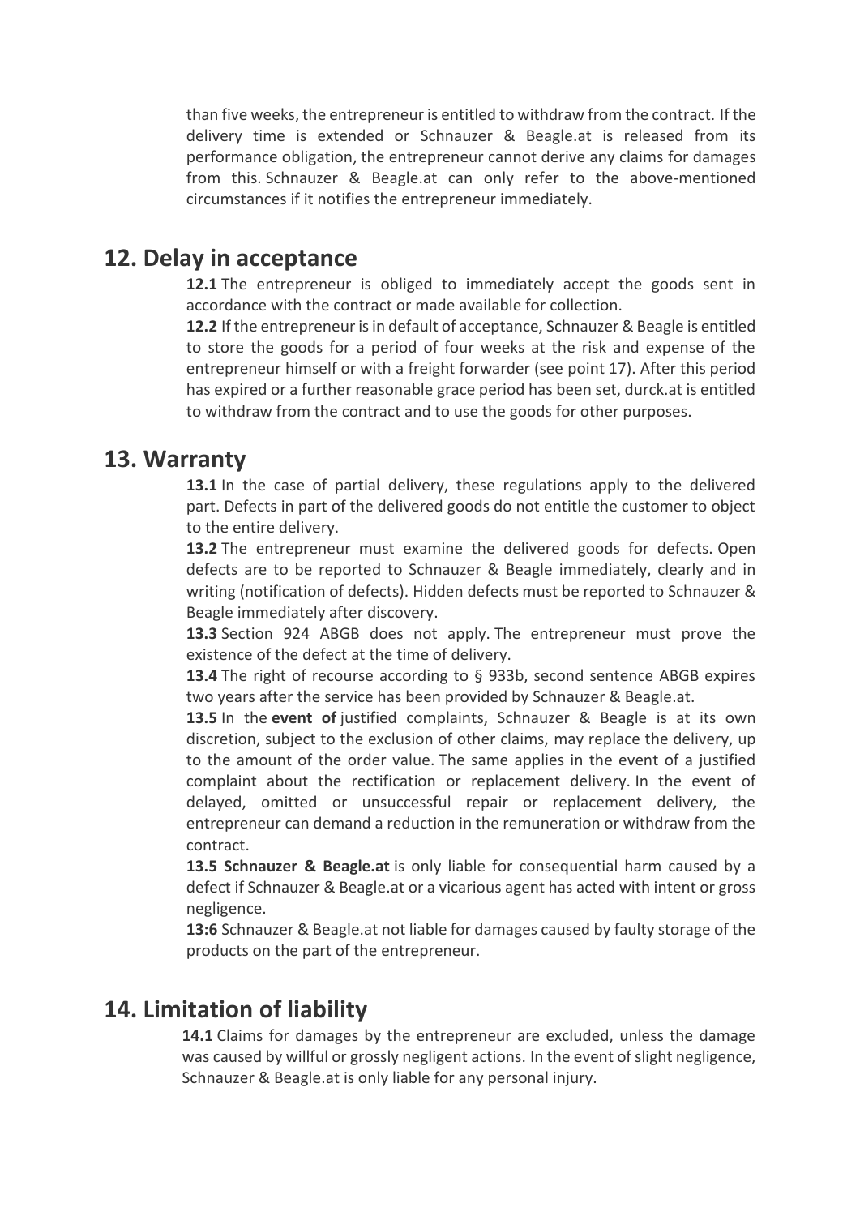than five weeks, the entrepreneur is entitled to withdraw from the contract. If the delivery time is extended or Schnauzer & Beagle.at is released from its performance obligation, the entrepreneur cannot derive any claims for damages from this. Schnauzer & Beagle.at can only refer to the above-mentioned circumstances if it notifies the entrepreneur immediately.

## 12. Delay in acceptance

**12.1** The entrepreneur is obliged to immediately accept the goods sent in accordance with the contract or made available for collection.

**12.2** If the entrepreneur is in default of acceptance, Schnauzer & Beagle is entitled to store the goods for a period of four weeks at the risk and expense of the entrepreneur himself or with a freight forwarder (see point 17). After this period has expired or a further reasonable grace period has been set, durck.at is entitled to withdraw from the contract and to use the goods for other purposes.

## 13. Warranty

**13.1** In the case of partial delivery, these regulations apply to the delivered part. Defects in part of the delivered goods do not entitle the customer to object to the entire delivery.

**13.2** The entrepreneur must examine the delivered goods for defects. Open defects are to be reported to Schnauzer & Beagle immediately, clearly and in writing (notification of defects). Hidden defects must be reported to Schnauzer & Beagle immediately after discovery.

**13.3** Section 924 ABGB does not apply. The entrepreneur must prove the existence of the defect at the time of delivery.

**13.4** The right of recourse according to § 933b, second sentence ABGB expires two years after the service has been provided by Schnauzer & Beagle.at.

**13.5** In the **event of** justified complaints, Schnauzer & Beagle is at its own discretion, subject to the exclusion of other claims, may replace the delivery, up to the amount of the order value. The same applies in the event of a justified complaint about the rectification or replacement delivery. In the event of delayed, omitted or unsuccessful repair or replacement delivery, the entrepreneur can demand a reduction in the remuneration or withdraw from the contract.

**13.5 Schnauzer & Beagle.at** is only liable for consequential harm caused by a defect if Schnauzer & Beagle.at or a vicarious agent has acted with intent or gross negligence.

**13:6** Schnauzer & Beagle.at not liable for damages caused by faulty storage of the products on the part of the entrepreneur.

## 14. Limitation of liability

**14.1** Claims for damages by the entrepreneur are excluded, unless the damage was caused by willful or grossly negligent actions. In the event of slight negligence, Schnauzer & Beagle.at is only liable for any personal injury.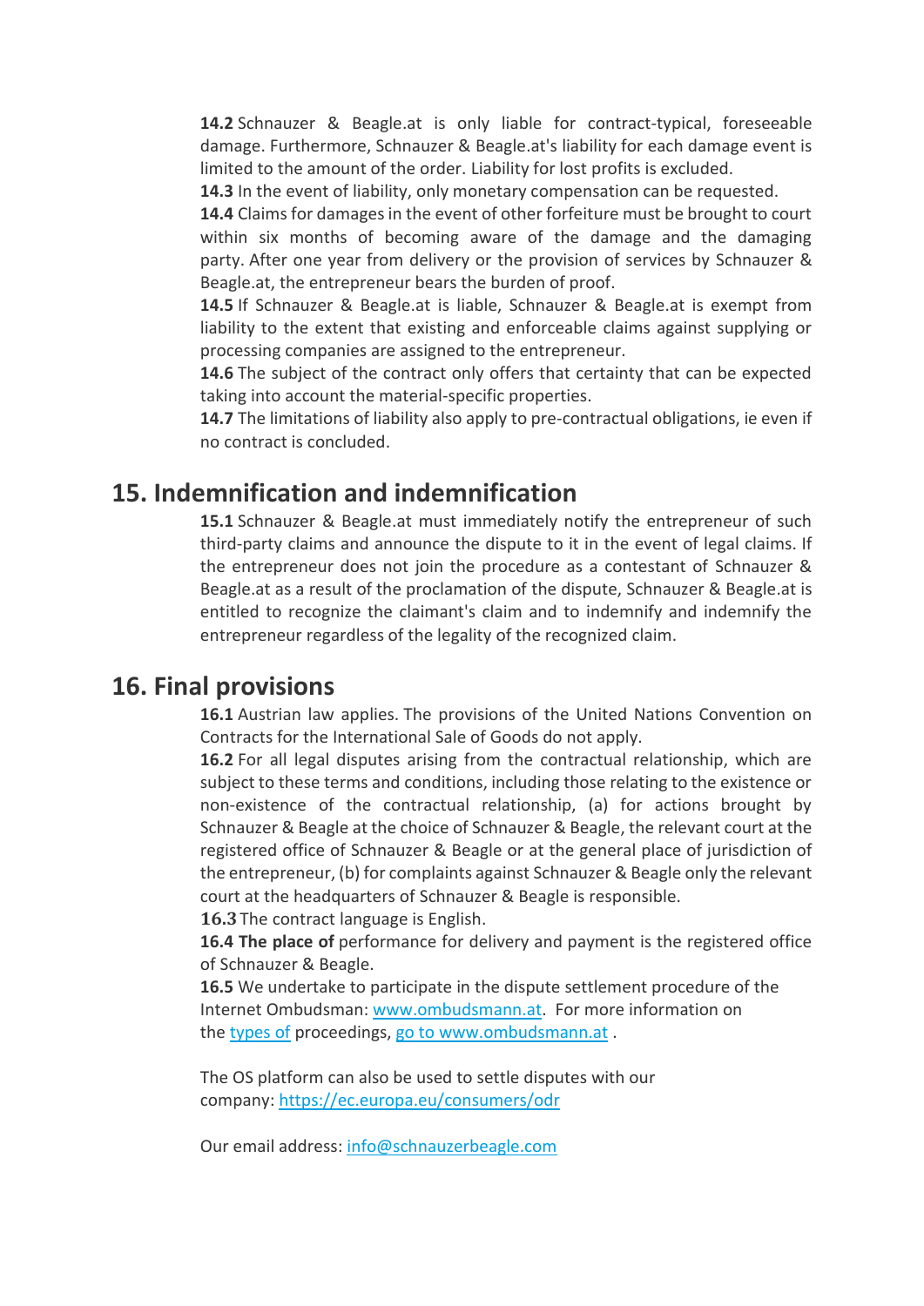**14.2** Schnauzer & Beagle.at is only liable for contract-typical, foreseeable damage. Furthermore, Schnauzer & Beagle.at's liability for each damage event is limited to the amount of the order. Liability for lost profits is excluded.

**14.3** In the event of liability, only monetary compensation can be requested.

**14.4** Claims for damages in the event of other forfeiture must be brought to court within six months of becoming aware of the damage and the damaging party. After one year from delivery or the provision of services by Schnauzer & Beagle.at, the entrepreneur bears the burden of proof.

**14.5** If Schnauzer & Beagle.at is liable, Schnauzer & Beagle.at is exempt from liability to the extent that existing and enforceable claims against supplying or processing companies are assigned to the entrepreneur.

**14.6** The subject of the contract only offers that certainty that can be expected taking into account the material-specific properties.

**14.7** The limitations of liability also apply to pre-contractual obligations, ie even if no contract is concluded.

## 15. Indemnification and indemnification

**15.1** Schnauzer & Beagle.at must immediately notify the entrepreneur of such third-party claims and announce the dispute to it in the event of legal claims. If the entrepreneur does not join the procedure as a contestant of Schnauzer & Beagle.at as a result of the proclamation of the dispute, Schnauzer & Beagle.at is entitled to recognize the claimant's claim and to indemnify and indemnify the entrepreneur regardless of the legality of the recognized claim.

## 16. Final provisions

**16.1** Austrian law applies. The provisions of the United Nations Convention on Contracts for the International Sale of Goods do not apply.

**16.2** For all legal disputes arising from the contractual relationship, which are subject to these terms and conditions, including those relating to the existence or non-existence of the contractual relationship, (a) for actions brought by Schnauzer & Beagle at the choice of Schnauzer & Beagle, the relevant court at the registered office of Schnauzer & Beagle or at the general place of jurisdiction of the entrepreneur, (b) for complaints against Schnauzer & Beagle only the relevant court at the headquarters of Schnauzer & Beagle is responsible.

**16.3** The contract language is English.

**16.4 The place of** performance for delivery and payment is the registered office of Schnauzer & Beagle.

**16.5** We undertake to participate in the dispute settlement procedure of the Internet Ombudsman: [www.ombudsmann.at](www.ombudsmann.at). For more information on the [types of](www.ombudsmann.at) proceedings, [go to www.ombudsmann.at](www.ombudsmann.at) .

The OS platform can also be used to settle disputes with our company: [https://ec.europa.eu/consumers/odr](https://ec.europa.eu/consumers/odr)

Our email address: [info@schnauzerbeagle.com](mailto:info@schnauzerbeagle.com)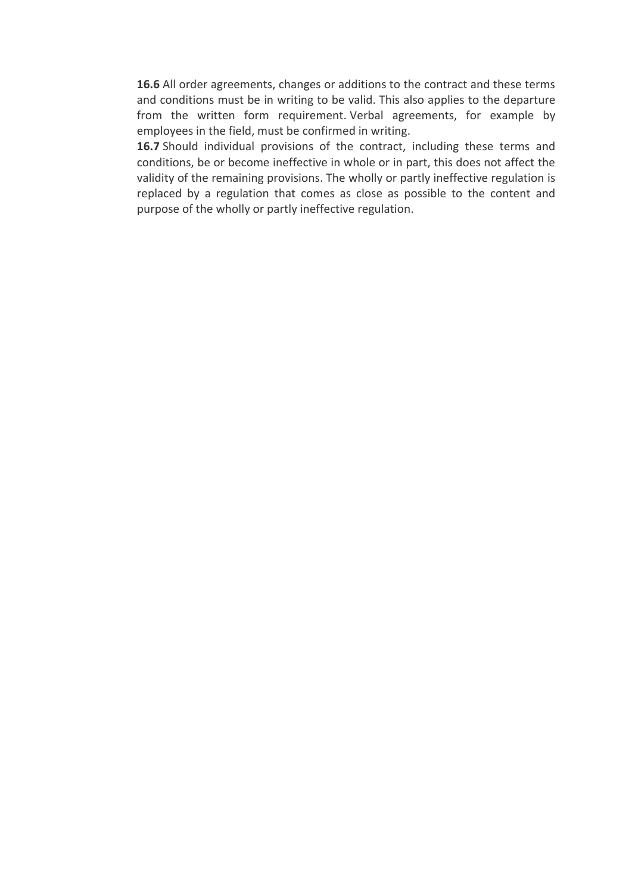**16.6** All order agreements, changes or additions to the contract and these terms and conditions must be in writing to be valid. This also applies to the departure from the written form requirement. Verbal agreements, for example by employees in the field, must be confirmed in writing.

**16.7** Should individual provisions of the contract, including these terms and conditions, be or become ineffective in whole or in part, this does not affect the validity of the remaining provisions. The wholly or partly ineffective regulation is replaced by a regulation that comes as close as possible to the content and purpose of the wholly or partly ineffective regulation.